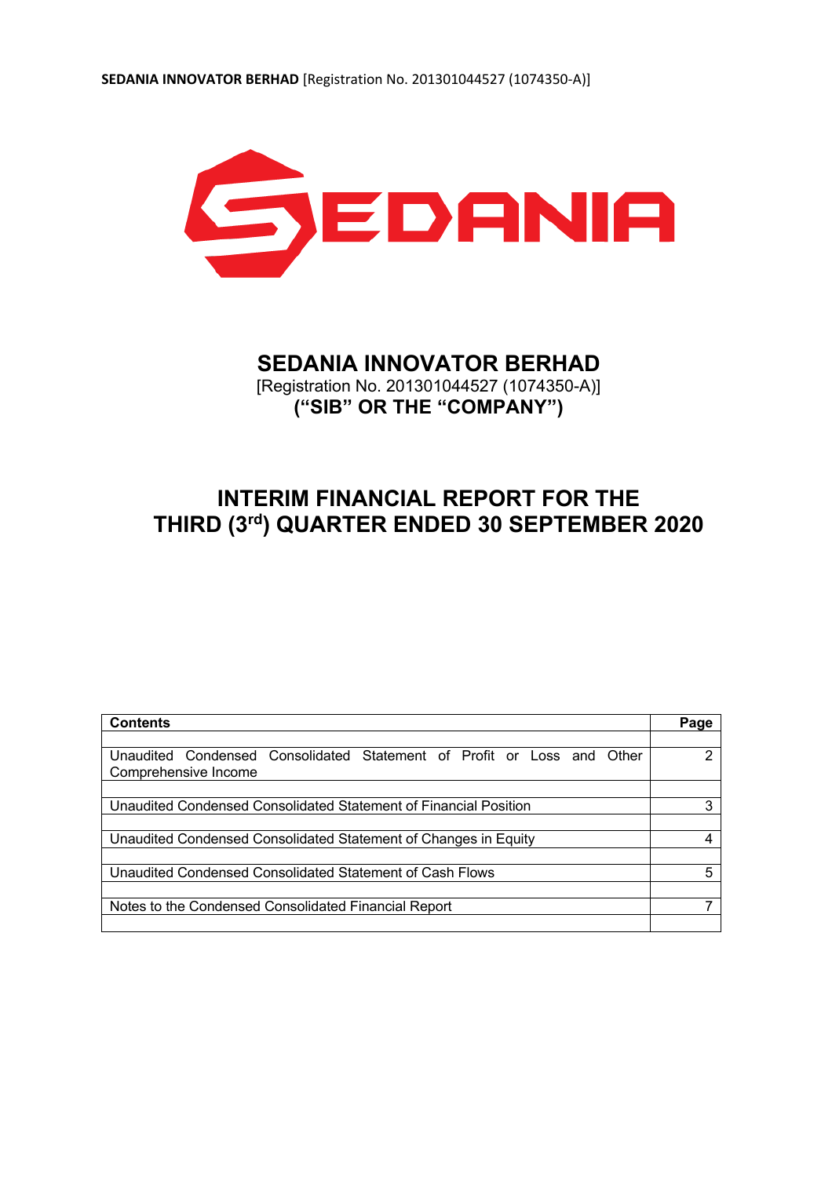# SEDANIA INNOVATOR BERHAD

[Registration No. 201301044527 (1074350-A)]

**("SIB" OR THE "COMPANY")**

# INTERIM FINANCIAL REPORT FOR THE THIRD (3rd) QUARTER ENDED 30 SEPTEMBER 2020

| Contents | Page |
|---|---|
| | |
| Unaudited Condensed Consolidated Statement of Profit or Loss and Other Comprehensive Income | 2 |
| | |
| Unaudited Condensed Consolidated Statement of Financial Position | 3 |
| | |
| Unaudited Condensed Consolidated Statement of Changes in Equity | 4 |
| | |
| Unaudited Condensed Consolidated Statement of Cash Flows | 5 |
| | |
| Notes to the Condensed Consolidated Financial Report | 7 |
| | |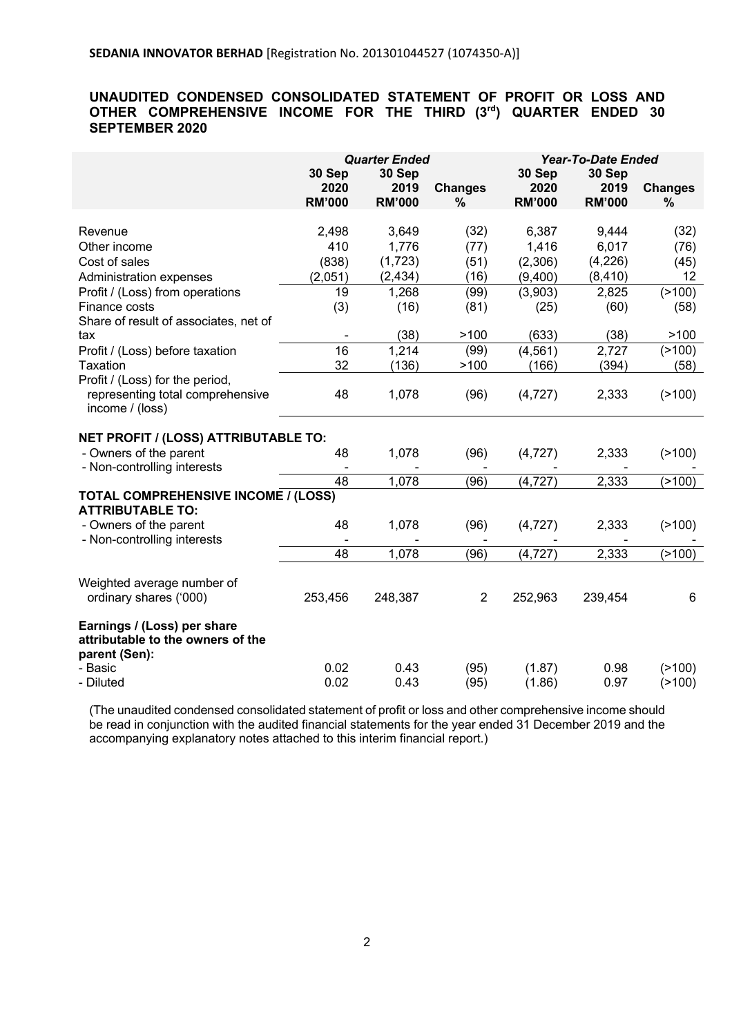**SEDANIA INNOVATOR BERHAD** [Registration No. 201301044527 (1074350-A)]

## UNAUDITED CONDENSED CONSOLIDATED STATEMENT OF PROFIT OR LOSS AND OTHER COMPREHENSIVE INCOME FOR THE THIRD (3rd) QUARTER ENDED 30 SEPTEMBER 2020

| | *Quarter Ended* | | | *Year-To-Date Ended* | | |
|---|---|---|---|---|---|---|
| | **30 Sep 2020 RM'000** | **30 Sep 2019 RM'000** | **Changes %** | **30 Sep 2020 RM'000** | **30 Sep 2019 RM'000** | **Changes %** |
| Revenue | 2,498 | 3,649 | (32) | 6,387 | 9,444 | (32) |
| Other income | 410 | 1,776 | (77) | 1,416 | 6,017 | (76) |
| Cost of sales | (838) | (1,723) | (51) | (2,306) | (4,226) | (45) |
| Administration expenses | (2,051) | (2,434) | (16) | (9,400) | (8,410) | 12 |
| Profit / (Loss) from operations | 19 | 1,268 | (99) | (3,903) | 2,825 | (>100) |
| Finance costs | (3) | (16) | (81) | (25) | (60) | (58) |
| Share of result of associates, net of tax | - | (38) | >100 | (633) | (38) | >100 |
| Profit / (Loss) before taxation | 16 | 1,214 | (99) | (4,561) | 2,727 | (>100) |
| Taxation | 32 | (136) | >100 | (166) | (394) | (58) |
| Profit / (Loss) for the period, representing total comprehensive income / (loss) | 48 | 1,078 | (96) | (4,727) | 2,333 | (>100) |
| **NET PROFIT / (LOSS) ATTRIBUTABLE TO:** | | | | | | |
| - Owners of the parent | 48 | 1,078 | (96) | (4,727) | 2,333 | (>100) |
| - Non-controlling interests | - | - | - | - | - | - |
| | 48 | 1,078 | (96) | (4,727) | 2,333 | (>100) |
| **TOTAL COMPREHENSIVE INCOME / (LOSS) ATTRIBUTABLE TO:** | | | | | | |
| - Owners of the parent | 48 | 1,078 | (96) | (4,727) | 2,333 | (>100) |
| - Non-controlling interests | - | - | - | - | - | - |
| | 48 | 1,078 | (96) | (4,727) | 2,333 | (>100) |
| Weighted average number of ordinary shares ('000) | 253,456 | 248,387 | 2 | 252,963 | 239,454 | 6 |
| **Earnings / (Loss) per share attributable to the owners of the parent (Sen):** | | | | | | |
| - Basic | 0.02 | 0.43 | (95) | (1.87) | 0.98 | (>100) |
| - Diluted | 0.02 | 0.43 | (95) | (1.86) | 0.97 | (>100) |

(The unaudited condensed consolidated statement of profit or loss and other comprehensive income should be read in conjunction with the audited financial statements for the year ended 31 December 2019 and the accompanying explanatory notes attached to this interim financial report.)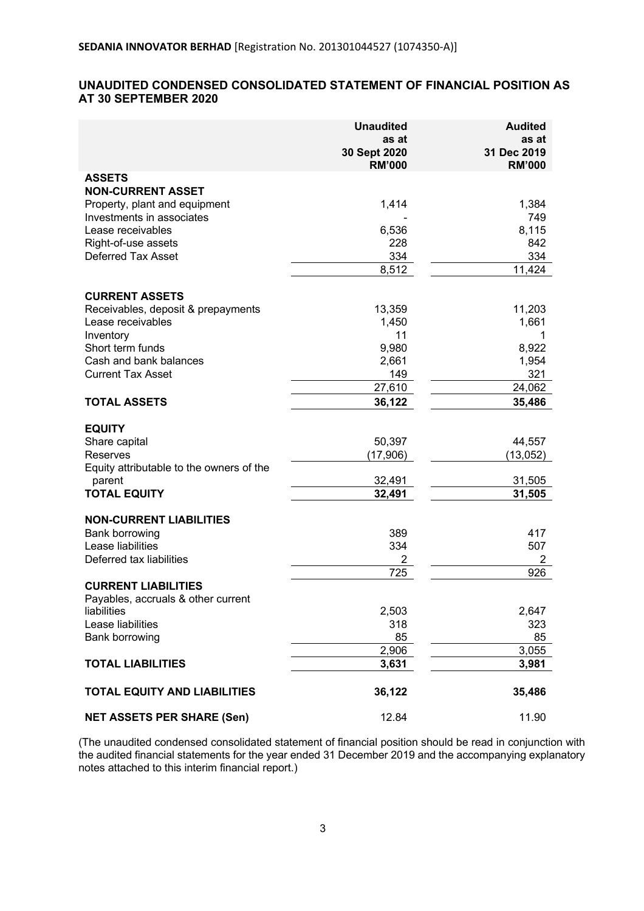**SEDANIA INNOVATOR BERHAD** [Registration No. 201301044527 (1074350-A)]

## UNAUDITED CONDENSED CONSOLIDATED STATEMENT OF FINANCIAL POSITION AS AT 30 SEPTEMBER 2020

| | Unaudited as at 30 Sept 2020 RM'000 | Audited as at 31 Dec 2019 RM'000 |
|---|---|---|
| **ASSETS** | | |
| **NON-CURRENT ASSET** | | |
| Property, plant and equipment | 1,414 | 1,384 |
| Investments in associates | - | 749 |
| Lease receivables | 6,536 | 8,115 |
| Right-of-use assets | 228 | 842 |
| Deferred Tax Asset | 334 | 334 |
| | 8,512 | 11,424 |
| **CURRENT ASSETS** | | |
| Receivables, deposit & prepayments | 13,359 | 11,203 |
| Lease receivables | 1,450 | 1,661 |
| Inventory | 11 | 1 |
| Short term funds | 9,980 | 8,922 |
| Cash and bank balances | 2,661 | 1,954 |
| Current Tax Asset | 149 | 321 |
| | 27,610 | 24,062 |
| **TOTAL ASSETS** | **36,122** | **35,486** |
| **EQUITY** | | |
| Share capital | 50,397 | 44,557 |
| Reserves | (17,906) | (13,052) |
| Equity attributable to the owners of the parent | 32,491 | 31,505 |
| **TOTAL EQUITY** | **32,491** | **31,505** |
| **NON-CURRENT LIABILITIES** | | |
| Bank borrowing | 389 | 417 |
| Lease liabilities | 334 | 507 |
| Deferred tax liabilities | 2 | 2 |
| | 725 | 926 |
| **CURRENT LIABILITIES** | | |
| Payables, accruals & other current liabilities | 2,503 | 2,647 |
| Lease liabilities | 318 | 323 |
| Bank borrowing | 85 | 85 |
| | 2,906 | 3,055 |
| **TOTAL LIABILITIES** | **3,631** | **3,981** |
| **TOTAL EQUITY AND LIABILITIES** | **36,122** | **35,486** |
| **NET ASSETS PER SHARE (Sen)** | 12.84 | 11.90 |

(The unaudited condensed consolidated statement of financial position should be read in conjunction with the audited financial statements for the year ended 31 December 2019 and the accompanying explanatory notes attached to this interim financial report.)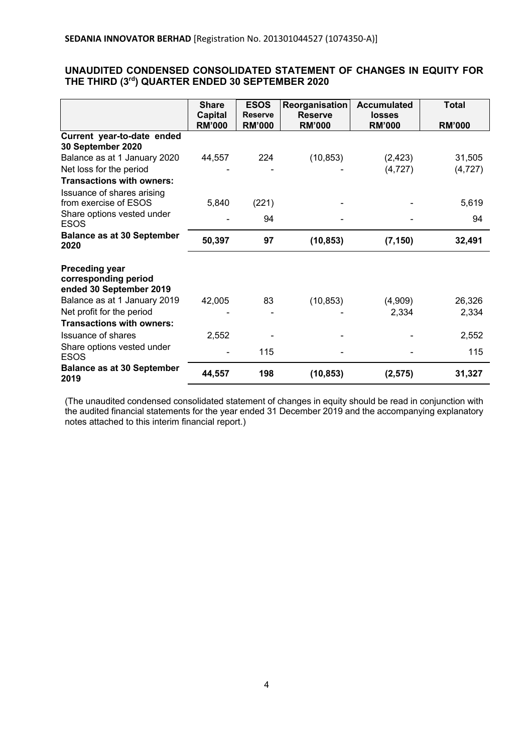**SEDANIA INNOVATOR BERHAD** [Registration No. 201301044527 (1074350-A)]

## UNAUDITED CONDENSED CONSOLIDATED STATEMENT OF CHANGES IN EQUITY FOR THE THIRD (3rd) QUARTER ENDED 30 SEPTEMBER 2020

| | Share Capital RM'000 | ESOS Reserve RM'000 | Reorganisation Reserve RM'000 | Accumulated losses RM'000 | Total RM'000 |
|---|---|---|---|---|---|
| **Current year-to-date ended 30 September 2020** | | | | | |
| Balance as at 1 January 2020 | 44,557 | 224 | (10,853) | (2,423) | 31,505 |
| Net loss for the period | - | - | - | (4,727) | (4,727) |
| **Transactions with owners:** | | | | | |
| Issuance of shares arising from exercise of ESOS | 5,840 | (221) | - | - | 5,619 |
| Share options vested under ESOS | - | 94 | - | - | 94 |
| **Balance as at 30 September 2020** | **50,397** | **97** | **(10,853)** | **(7,150)** | **32,491** |
| | | | | | |
| **Preceding year corresponding period ended 30 September 2019** | | | | | |
| Balance as at 1 January 2019 | 42,005 | 83 | (10,853) | (4,909) | 26,326 |
| Net profit for the period | - | - | - | 2,334 | 2,334 |
| **Transactions with owners:** | | | | | |
| Issuance of shares | 2,552 | - | - | - | 2,552 |
| Share options vested under ESOS | - | 115 | - | - | 115 |
| **Balance as at 30 September 2019** | **44,557** | **198** | **(10,853)** | **(2,575)** | **31,327** |

(The unaudited condensed consolidated statement of changes in equity should be read in conjunction with the audited financial statements for the year ended 31 December 2019 and the accompanying explanatory notes attached to this interim financial report.)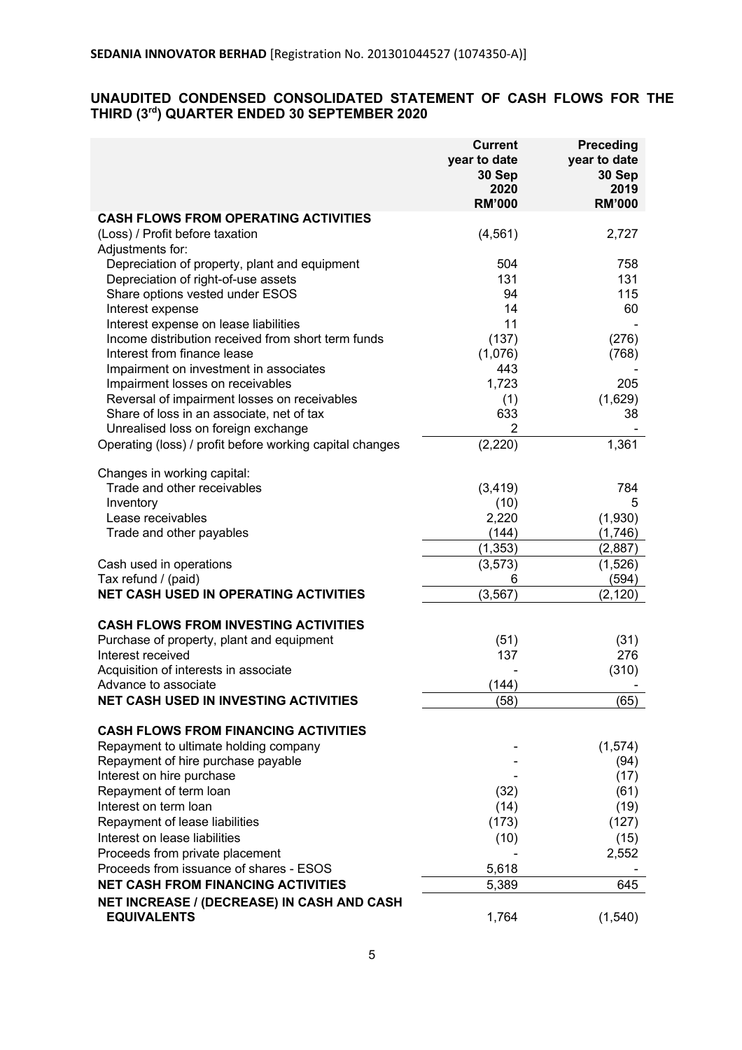**SEDANIA INNOVATOR BERHAD** [Registration No. 201301044527 (1074350-A)]

## UNAUDITED CONDENSED CONSOLIDATED STATEMENT OF CASH FLOWS FOR THE THIRD (3rd) QUARTER ENDED 30 SEPTEMBER 2020

| | Current year to date 30 Sep 2020 RM'000 | Preceding year to date 30 Sep 2019 RM'000 |
|---|---|---|
| **CASH FLOWS FROM OPERATING ACTIVITIES** | | |
| (Loss) / Profit before taxation | (4,561) | 2,727 |
| Adjustments for: | | |
| Depreciation of property, plant and equipment | 504 | 758 |
| Depreciation of right-of-use assets | 131 | 131 |
| Share options vested under ESOS | 94 | 115 |
| Interest expense | 14 | 60 |
| Interest expense on lease liabilities | 11 | - |
| Income distribution received from short term funds | (137) | (276) |
| Interest from finance lease | (1,076) | (768) |
| Impairment on investment in associates | 443 | - |
| Impairment losses on receivables | 1,723 | 205 |
| Reversal of impairment losses on receivables | (1) | (1,629) |
| Share of loss in an associate, net of tax | 633 | 38 |
| Unrealised loss on foreign exchange | 2 | - |
| Operating (loss) / profit before working capital changes | (2,220) | 1,361 |
| Changes in working capital: | | |
| Trade and other receivables | (3,419) | 784 |
| Inventory | (10) | 5 |
| Lease receivables | 2,220 | (1,930) |
| Trade and other payables | (144) | (1,746) |
| | (1,353) | (2,887) |
| Cash used in operations | (3,573) | (1,526) |
| Tax refund / (paid) | 6 | (594) |
| **NET CASH USED IN OPERATING ACTIVITIES** | (3,567) | (2,120) |
| **CASH FLOWS FROM INVESTING ACTIVITIES** | | |
| Purchase of property, plant and equipment | (51) | (31) |
| Interest received | 137 | 276 |
| Acquisition of interests in associate | - | (310) |
| Advance to associate | (144) | - |
| **NET CASH USED IN INVESTING ACTIVITIES** | (58) | (65) |
| **CASH FLOWS FROM FINANCING ACTIVITIES** | | |
| Repayment to ultimate holding company | - | (1,574) |
| Repayment of hire purchase payable | - | (94) |
| Interest on hire purchase | - | (17) |
| Repayment of term loan | (32) | (61) |
| Interest on term loan | (14) | (19) |
| Repayment of lease liabilities | (173) | (127) |
| Interest on lease liabilities | (10) | (15) |
| Proceeds from private placement | - | 2,552 |
| Proceeds from issuance of shares - ESOS | 5,618 | - |
| **NET CASH FROM FINANCING ACTIVITIES** | 5,389 | 645 |
| **NET INCREASE / (DECREASE) IN CASH AND CASH EQUIVALENTS** | 1,764 | (1,540) |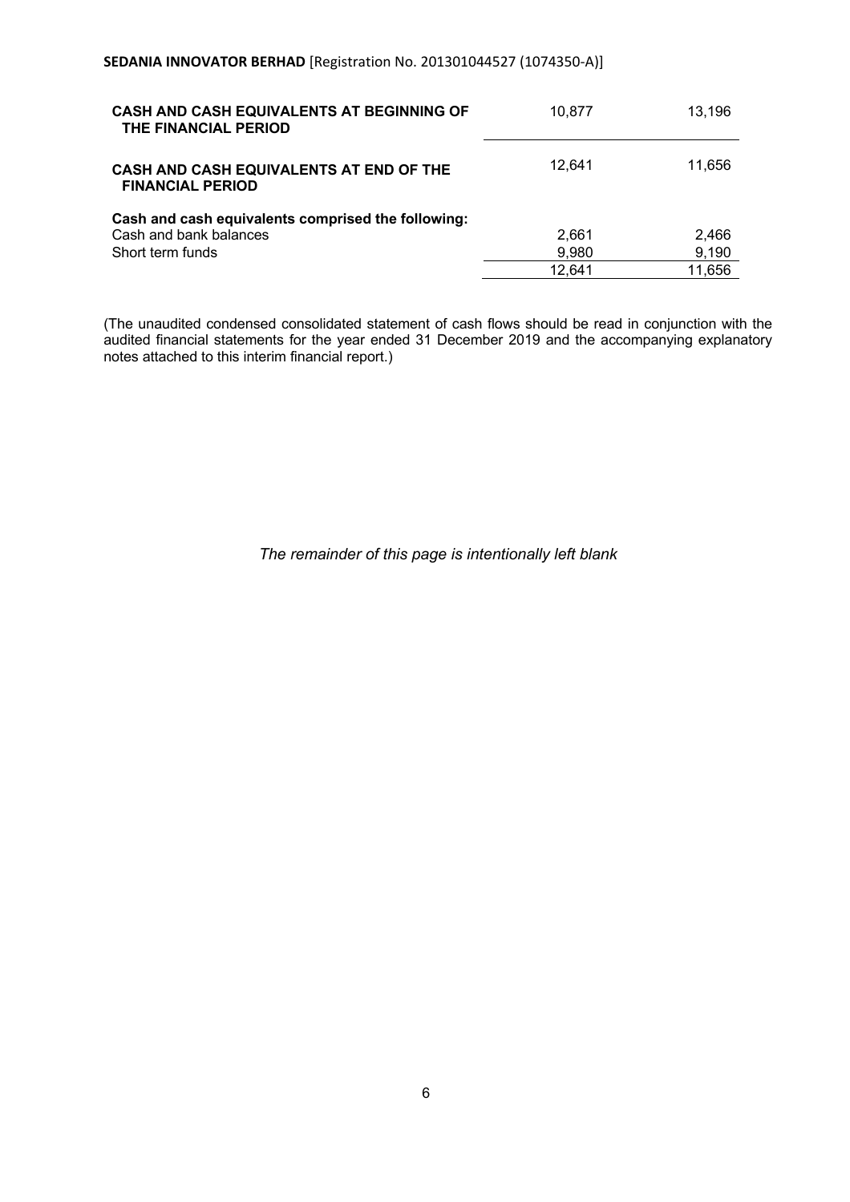| | | |
|---|---|---|
| **CASH AND CASH EQUIVALENTS AT BEGINNING OF THE FINANCIAL PERIOD** | 10,877 | 13,196 |
| **CASH AND CASH EQUIVALENTS AT END OF THE FINANCIAL PERIOD** | 12,641 | 11,656 |
| **Cash and cash equivalents comprised the following:** | | |
| Cash and bank balances | 2,661 | 2,466 |
| Short term funds | 9,980 | 9,190 |
| | 12,641 | 11,656 |

(The unaudited condensed consolidated statement of cash flows should be read in conjunction with the audited financial statements for the year ended 31 December 2019 and the accompanying explanatory notes attached to this interim financial report.)

*The remainder of this page is intentionally left blank*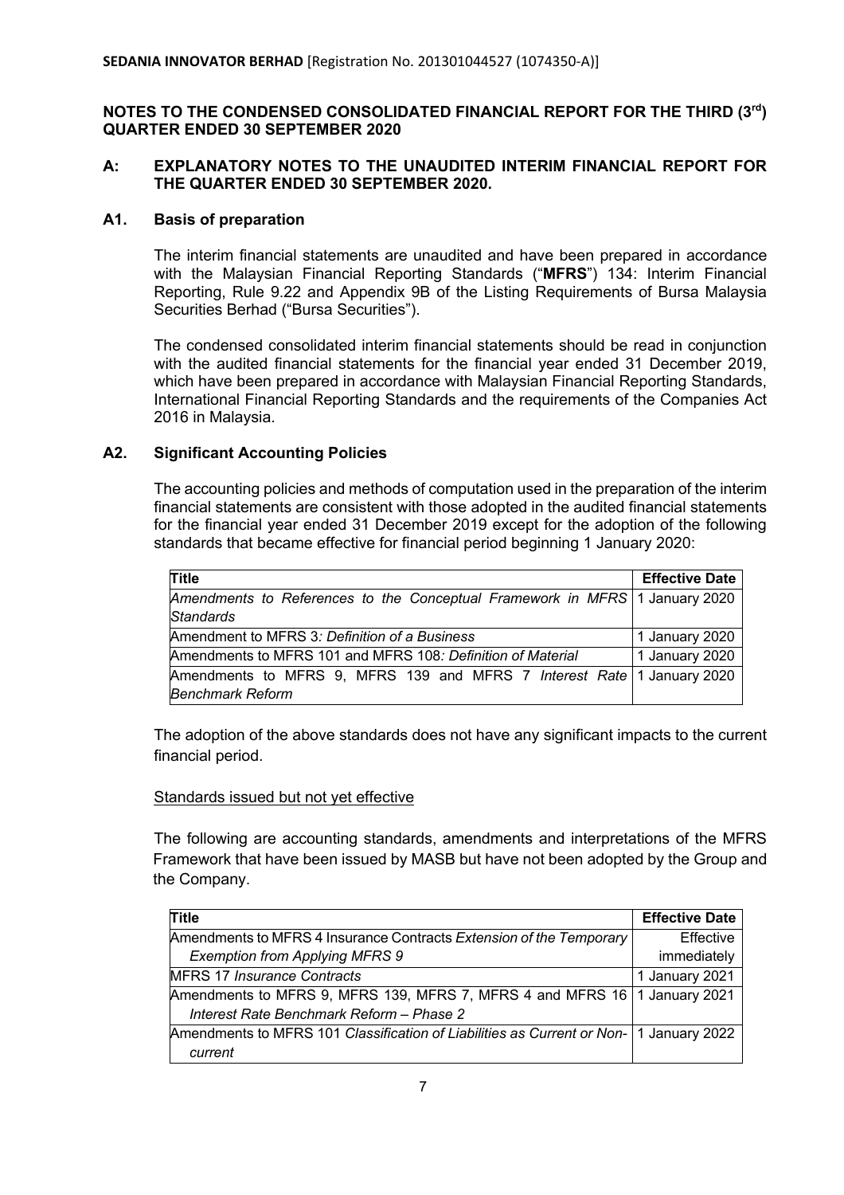**SEDANIA INNOVATOR BERHAD** [Registration No. 201301044527 (1074350-A)]

## NOTES TO THE CONDENSED CONSOLIDATED FINANCIAL REPORT FOR THE THIRD (3rd) QUARTER ENDED 30 SEPTEMBER 2020

## A: EXPLANATORY NOTES TO THE UNAUDITED INTERIM FINANCIAL REPORT FOR THE QUARTER ENDED 30 SEPTEMBER 2020.

### A1. Basis of preparation

The interim financial statements are unaudited and have been prepared in accordance with the Malaysian Financial Reporting Standards ("**MFRS**") 134: Interim Financial Reporting, Rule 9.22 and Appendix 9B of the Listing Requirements of Bursa Malaysia Securities Berhad ("Bursa Securities").

The condensed consolidated interim financial statements should be read in conjunction with the audited financial statements for the financial year ended 31 December 2019, which have been prepared in accordance with Malaysian Financial Reporting Standards, International Financial Reporting Standards and the requirements of the Companies Act 2016 in Malaysia.

### A2. Significant Accounting Policies

The accounting policies and methods of computation used in the preparation of the interim financial statements are consistent with those adopted in the audited financial statements for the financial year ended 31 December 2019 except for the adoption of the following standards that became effective for financial period beginning 1 January 2020:

| Title | Effective Date |
|---|---|
| *Amendments to References to the Conceptual Framework in MFRS Standards* | 1 January 2020 |
| Amendment to MFRS 3*: Definition of a Business* | 1 January 2020 |
| Amendments to MFRS 101 and MFRS 108*: Definition of Material* | 1 January 2020 |
| Amendments to MFRS 9, MFRS 139 and MFRS 7 *Interest Rate Benchmark Reform* | 1 January 2020 |

The adoption of the above standards does not have any significant impacts to the current financial period.

Standards issued but not yet effective

The following are accounting standards, amendments and interpretations of the MFRS Framework that have been issued by MASB but have not been adopted by the Group and the Company.

| Title | Effective Date |
|---|---|
| Amendments to MFRS 4 Insurance Contracts *Extension of the Temporary Exemption from Applying MFRS 9* | Effective immediately |
| MFRS 17 *Insurance Contracts* | 1 January 2021 |
| Amendments to MFRS 9, MFRS 139, MFRS 7, MFRS 4 and MFRS 16 *Interest Rate Benchmark Reform – Phase 2* | 1 January 2021 |
| Amendments to MFRS 101 *Classification of Liabilities as Current or Non-current* | 1 January 2022 |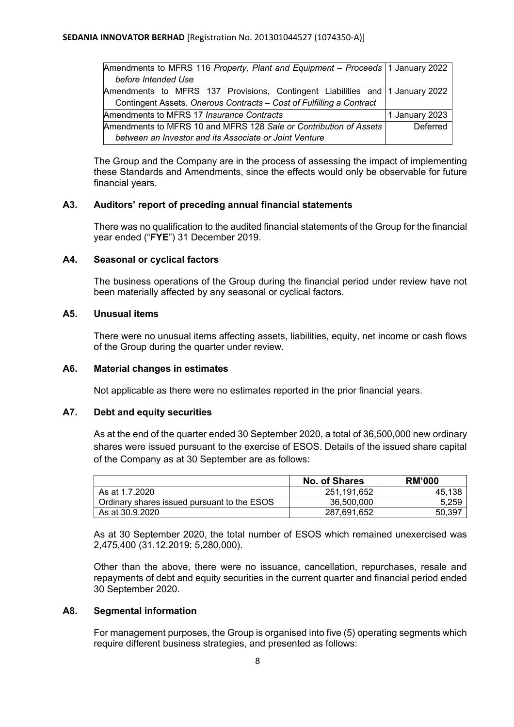| | |
|---|---|
| Amendments to MFRS 116 *Property, Plant and Equipment – Proceeds before Intended Use* | 1 January 2022 |
| Amendments to MFRS 137 Provisions, Contingent Liabilities and Contingent Assets. *Onerous Contracts – Cost of Fulfilling a Contract* | 1 January 2022 |
| Amendments to MFRS 17 *Insurance Contracts* | 1 January 2023 |
| Amendments to MFRS 10 and MFRS 128 *Sale or Contribution of Assets between an Investor and its Associate or Joint Venture* | Deferred |

The Group and the Company are in the process of assessing the impact of implementing these Standards and Amendments, since the effects would only be observable for future financial years.

## A3. Auditors' report of preceding annual financial statements

There was no qualification to the audited financial statements of the Group for the financial year ended ("**FYE**") 31 December 2019.

## A4. Seasonal or cyclical factors

The business operations of the Group during the financial period under review have not been materially affected by any seasonal or cyclical factors.

## A5. Unusual items

There were no unusual items affecting assets, liabilities, equity, net income or cash flows of the Group during the quarter under review.

## A6. Material changes in estimates

Not applicable as there were no estimates reported in the prior financial years.

## A7. Debt and equity securities

As at the end of the quarter ended 30 September 2020, a total of 36,500,000 new ordinary shares were issued pursuant to the exercise of ESOS. Details of the issued share capital of the Company as at 30 September are as follows:

| | No. of Shares | RM'000 |
|---|---|---|
| As at 1.7.2020 | 251,191,652 | 45,138 |
| Ordinary shares issued pursuant to the ESOS | 36,500,000 | 5,259 |
| As at 30.9.2020 | 287,691,652 | 50,397 |

As at 30 September 2020, the total number of ESOS which remained unexercised was 2,475,400 (31.12.2019: 5,280,000).

Other than the above, there were no issuance, cancellation, repurchases, resale and repayments of debt and equity securities in the current quarter and financial period ended 30 September 2020.

## A8. Segmental information

For management purposes, the Group is organised into five (5) operating segments which require different business strategies, and presented as follows: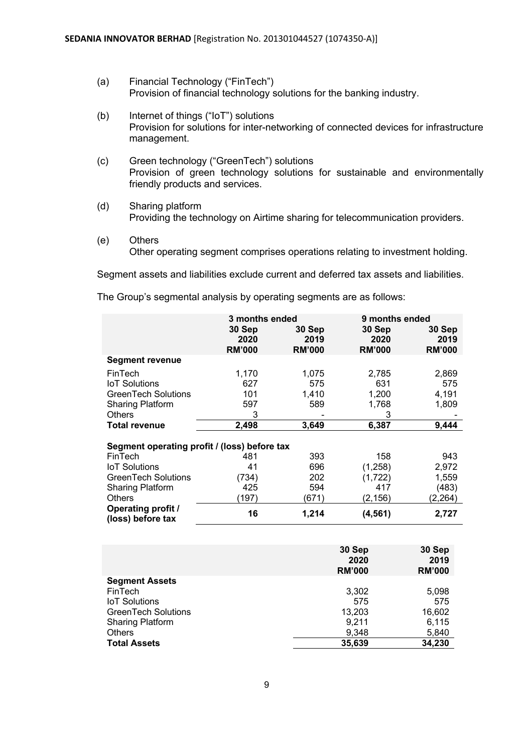(a) Financial Technology ("FinTech")
Provision of financial technology solutions for the banking industry.

(b) Internet of things ("IoT") solutions
Provision for solutions for inter-networking of connected devices for infrastructure management.

(c) Green technology ("GreenTech") solutions
Provision of green technology solutions for sustainable and environmentally friendly products and services.

(d) Sharing platform
Providing the technology on Airtime sharing for telecommunication providers.

(e) Others
Other operating segment comprises operations relating to investment holding.

Segment assets and liabilities exclude current and deferred tax assets and liabilities.

The Group's segmental analysis by operating segments are as follows:

| | 3 months ended | | 9 months ended | |
|---|---|---|---|---|
| | 30 Sep 2020 RM'000 | 30 Sep 2019 RM'000 | 30 Sep 2020 RM'000 | 30 Sep 2019 RM'000 |
| **Segment revenue** | | | | |
| FinTech | 1,170 | 1,075 | 2,785 | 2,869 |
| IoT Solutions | 627 | 575 | 631 | 575 |
| GreenTech Solutions | 101 | 1,410 | 1,200 | 4,191 |
| Sharing Platform | 597 | 589 | 1,768 | 1,809 |
| Others | 3 | - | 3 | - |
| **Total revenue** | **2,498** | **3,649** | **6,387** | **9,444** |
| **Segment operating profit / (loss) before tax** | | | | |
| FinTech | 481 | 393 | 158 | 943 |
| IoT Solutions | 41 | 696 | (1,258) | 2,972 |
| GreenTech Solutions | (734) | 202 | (1,722) | 1,559 |
| Sharing Platform | 425 | 594 | 417 | (483) |
| Others | (197) | (671) | (2,156) | (2,264) |
| **Operating profit / (loss) before tax** | **16** | **1,214** | **(4,561)** | **2,727** |

| | 30 Sep 2020 RM'000 | 30 Sep 2019 RM'000 |
|---|---|---|
| **Segment Assets** | | |
| FinTech | 3,302 | 5,098 |
| IoT Solutions | 575 | 575 |
| GreenTech Solutions | 13,203 | 16,602 |
| Sharing Platform | 9,211 | 6,115 |
| Others | 9,348 | 5,840 |
| **Total Assets** | **35,639** | **34,230** |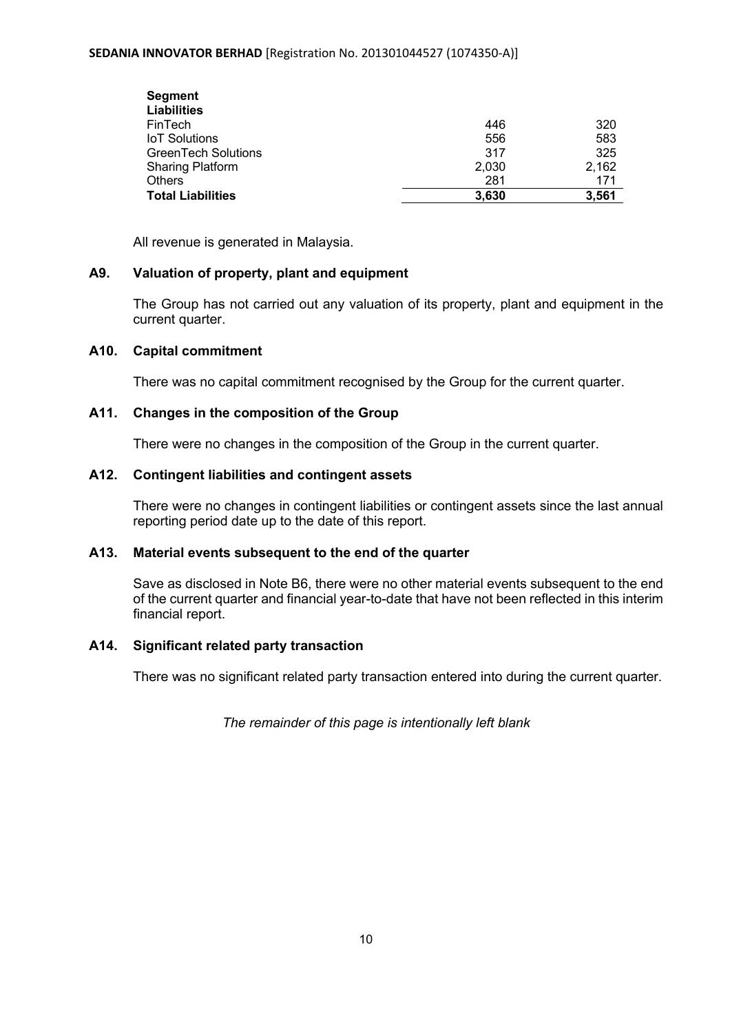| Segment Liabilities | | |
|---|---|---|
| FinTech | 446 | 320 |
| IoT Solutions | 556 | 583 |
| GreenTech Solutions | 317 | 325 |
| Sharing Platform | 2,030 | 2,162 |
| Others | 281 | 171 |
| **Total Liabilities** | **3,630** | **3,561** |

All revenue is generated in Malaysia.

### A9. Valuation of property, plant and equipment

The Group has not carried out any valuation of its property, plant and equipment in the current quarter.

### A10. Capital commitment

There was no capital commitment recognised by the Group for the current quarter.

### A11. Changes in the composition of the Group

There were no changes in the composition of the Group in the current quarter.

### A12. Contingent liabilities and contingent assets

There were no changes in contingent liabilities or contingent assets since the last annual reporting period date up to the date of this report.

### A13. Material events subsequent to the end of the quarter

Save as disclosed in Note B6, there were no other material events subsequent to the end of the current quarter and financial year-to-date that have not been reflected in this interim financial report.

### A14. Significant related party transaction

There was no significant related party transaction entered into during the current quarter.

*The remainder of this page is intentionally left blank*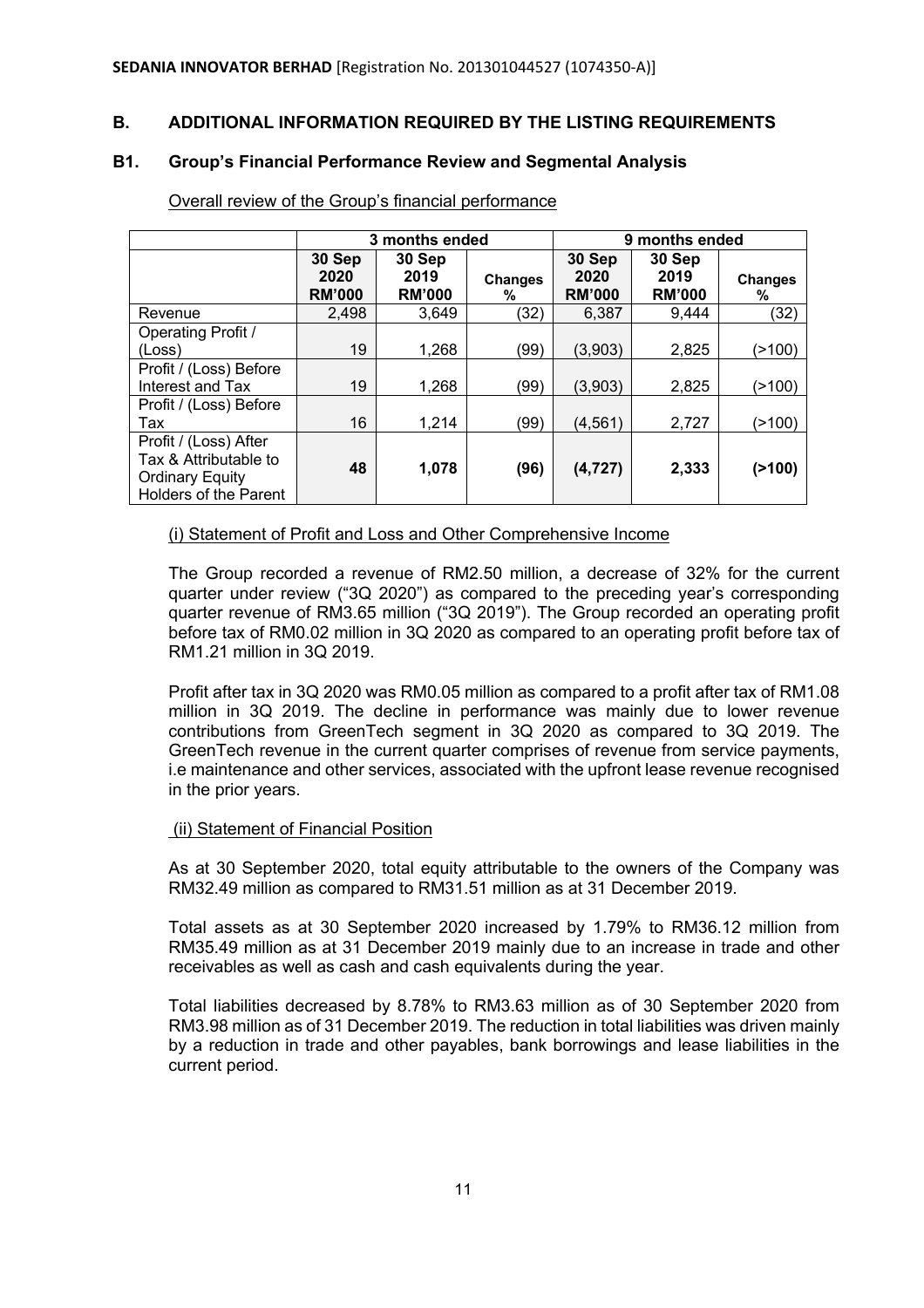## B. ADDITIONAL INFORMATION REQUIRED BY THE LISTING REQUIREMENTS

### B1. Group's Financial Performance Review and Segmental Analysis

Overall review of the Group's financial performance

| | 3 months ended | | | 9 months ended | | |
|---|---|---|---|---|---|---|
| | 30 Sep 2020 RM'000 | 30 Sep 2019 RM'000 | Changes % | 30 Sep 2020 RM'000 | 30 Sep 2019 RM'000 | Changes % |
| Revenue | 2,498 | 3,649 | (32) | 6,387 | 9,444 | (32) |
| Operating Profit / (Loss) | 19 | 1,268 | (99) | (3,903) | 2,825 | (>100) |
| Profit / (Loss) Before Interest and Tax | 19 | 1,268 | (99) | (3,903) | 2,825 | (>100) |
| Profit / (Loss) Before Tax | 16 | 1,214 | (99) | (4,561) | 2,727 | (>100) |
| **Profit / (Loss) After Tax & Attributable to Ordinary Equity Holders of the Parent** | **48** | **1,078** | **(96)** | **(4,727)** | **2,333** | **(>100)** |

(i) Statement of Profit and Loss and Other Comprehensive Income

The Group recorded a revenue of RM2.50 million, a decrease of 32% for the current quarter under review ("3Q 2020") as compared to the preceding year's corresponding quarter revenue of RM3.65 million ("3Q 2019"). The Group recorded an operating profit before tax of RM0.02 million in 3Q 2020 as compared to an operating profit before tax of RM1.21 million in 3Q 2019.

Profit after tax in 3Q 2020 was RM0.05 million as compared to a profit after tax of RM1.08 million in 3Q 2019. The decline in performance was mainly due to lower revenue contributions from GreenTech segment in 3Q 2020 as compared to 3Q 2019. The GreenTech revenue in the current quarter comprises of revenue from service payments, i.e maintenance and other services, associated with the upfront lease revenue recognised in the prior years.

(ii) Statement of Financial Position

As at 30 September 2020, total equity attributable to the owners of the Company was RM32.49 million as compared to RM31.51 million as at 31 December 2019.

Total assets as at 30 September 2020 increased by 1.79% to RM36.12 million from RM35.49 million as at 31 December 2019 mainly due to an increase in trade and other receivables as well as cash and cash equivalents during the year.

Total liabilities decreased by 8.78% to RM3.63 million as of 30 September 2020 from RM3.98 million as of 31 December 2019. The reduction in total liabilities was driven mainly by a reduction in trade and other payables, bank borrowings and lease liabilities in the current period.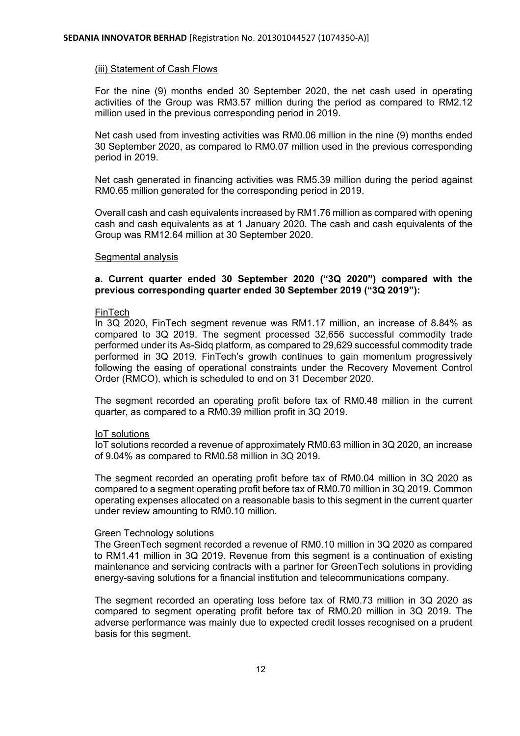(iii) Statement of Cash Flows

For the nine (9) months ended 30 September 2020, the net cash used in operating activities of the Group was RM3.57 million during the period as compared to RM2.12 million used in the previous corresponding period in 2019.

Net cash used from investing activities was RM0.06 million in the nine (9) months ended 30 September 2020, as compared to RM0.07 million used in the previous corresponding period in 2019.

Net cash generated in financing activities was RM5.39 million during the period against RM0.65 million generated for the corresponding period in 2019.

Overall cash and cash equivalents increased by RM1.76 million as compared with opening cash and cash equivalents as at 1 January 2020. The cash and cash equivalents of the Group was RM12.64 million at 30 September 2020.

Segmental analysis

**a. Current quarter ended 30 September 2020 ("3Q 2020") compared with the previous corresponding quarter ended 30 September 2019 ("3Q 2019"):**

FinTech

In 3Q 2020, FinTech segment revenue was RM1.17 million, an increase of 8.84% as compared to 3Q 2019. The segment processed 32,656 successful commodity trade performed under its As-Sidq platform, as compared to 29,629 successful commodity trade performed in 3Q 2019. FinTech's growth continues to gain momentum progressively following the easing of operational constraints under the Recovery Movement Control Order (RMCO), which is scheduled to end on 31 December 2020.

The segment recorded an operating profit before tax of RM0.48 million in the current quarter, as compared to a RM0.39 million profit in 3Q 2019.

IoT solutions

IoT solutions recorded a revenue of approximately RM0.63 million in 3Q 2020, an increase of 9.04% as compared to RM0.58 million in 3Q 2019.

The segment recorded an operating profit before tax of RM0.04 million in 3Q 2020 as compared to a segment operating profit before tax of RM0.70 million in 3Q 2019. Common operating expenses allocated on a reasonable basis to this segment in the current quarter under review amounting to RM0.10 million.

Green Technology solutions

The GreenTech segment recorded a revenue of RM0.10 million in 3Q 2020 as compared to RM1.41 million in 3Q 2019. Revenue from this segment is a continuation of existing maintenance and servicing contracts with a partner for GreenTech solutions in providing energy-saving solutions for a financial institution and telecommunications company.

The segment recorded an operating loss before tax of RM0.73 million in 3Q 2020 as compared to segment operating profit before tax of RM0.20 million in 3Q 2019. The adverse performance was mainly due to expected credit losses recognised on a prudent basis for this segment.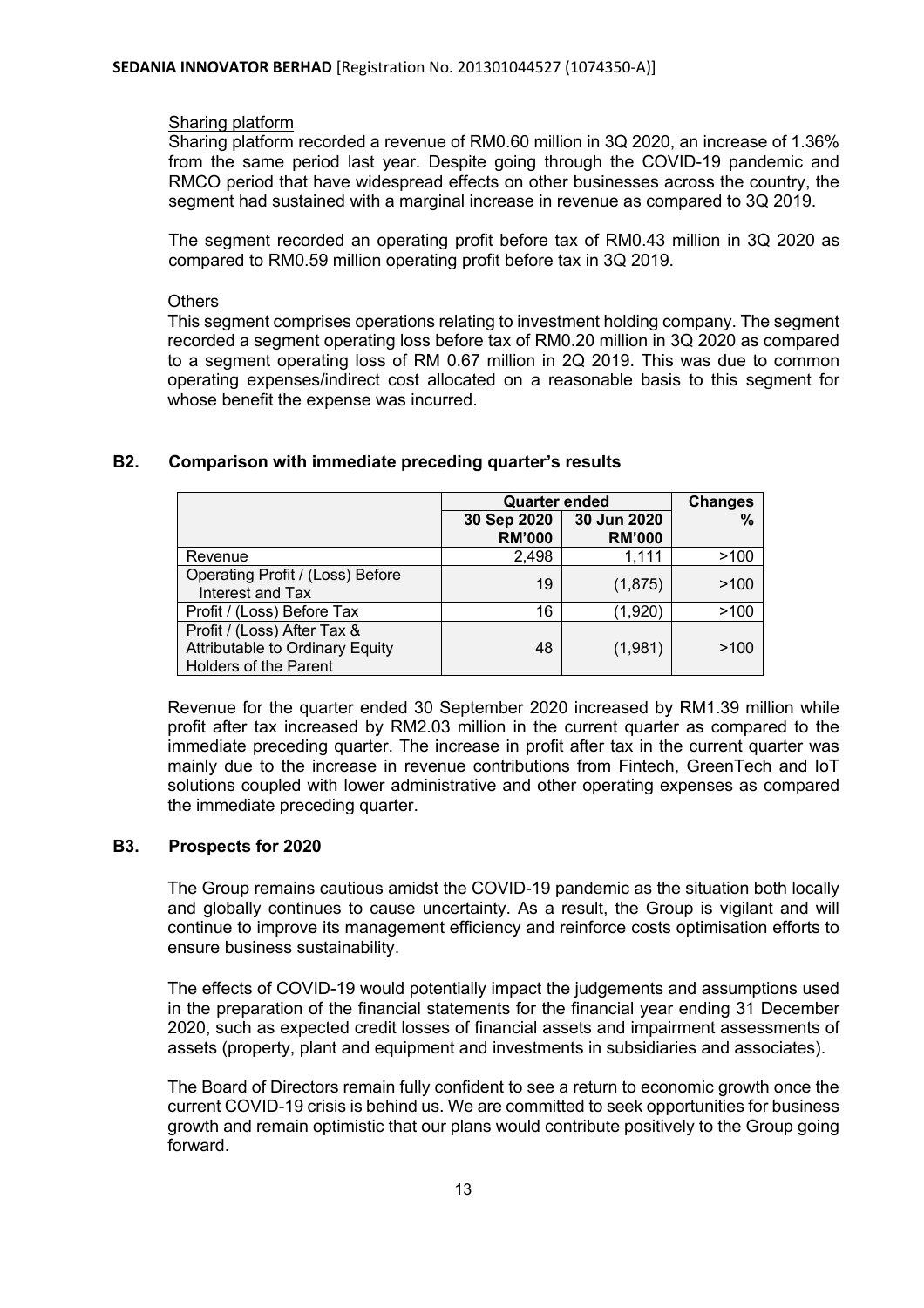Sharing platform

Sharing platform recorded a revenue of RM0.60 million in 3Q 2020, an increase of 1.36% from the same period last year. Despite going through the COVID-19 pandemic and RMCO period that have widespread effects on other businesses across the country, the segment had sustained with a marginal increase in revenue as compared to 3Q 2019.

The segment recorded an operating profit before tax of RM0.43 million in 3Q 2020 as compared to RM0.59 million operating profit before tax in 3Q 2019.

Others

This segment comprises operations relating to investment holding company. The segment recorded a segment operating loss before tax of RM0.20 million in 3Q 2020 as compared to a segment operating loss of RM 0.67 million in 2Q 2019. This was due to common operating expenses/indirect cost allocated on a reasonable basis to this segment for whose benefit the expense was incurred.

## B2. Comparison with immediate preceding quarter's results

| | Quarter ended | | Changes |
|---|---|---|---|
| | 30 Sep 2020 RM'000 | 30 Jun 2020 RM'000 | % |
| Revenue | 2,498 | 1,111 | >100 |
| Operating Profit / (Loss) Before Interest and Tax | 19 | (1,875) | >100 |
| Profit / (Loss) Before Tax | 16 | (1,920) | >100 |
| Profit / (Loss) After Tax & Attributable to Ordinary Equity Holders of the Parent | 48 | (1,981) | >100 |

Revenue for the quarter ended 30 September 2020 increased by RM1.39 million while profit after tax increased by RM2.03 million in the current quarter as compared to the immediate preceding quarter. The increase in profit after tax in the current quarter was mainly due to the increase in revenue contributions from Fintech, GreenTech and IoT solutions coupled with lower administrative and other operating expenses as compared the immediate preceding quarter.

## B3. Prospects for 2020

The Group remains cautious amidst the COVID-19 pandemic as the situation both locally and globally continues to cause uncertainty. As a result, the Group is vigilant and will continue to improve its management efficiency and reinforce costs optimisation efforts to ensure business sustainability.

The effects of COVID-19 would potentially impact the judgements and assumptions used in the preparation of the financial statements for the financial year ending 31 December 2020, such as expected credit losses of financial assets and impairment assessments of assets (property, plant and equipment and investments in subsidiaries and associates).

The Board of Directors remain fully confident to see a return to economic growth once the current COVID-19 crisis is behind us. We are committed to seek opportunities for business growth and remain optimistic that our plans would contribute positively to the Group going forward.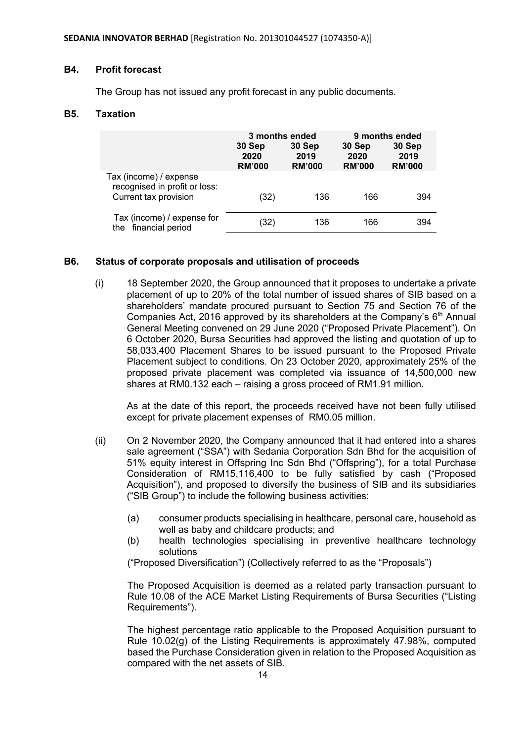### B4. Profit forecast

The Group has not issued any profit forecast in any public documents.

### B5. Taxation

| | 3 months ended | | 9 months ended | |
|---|---|---|---|---|
| | 30 Sep 2020 RM'000 | 30 Sep 2019 RM'000 | 30 Sep 2020 RM'000 | 30 Sep 2019 RM'000 |
| Tax (income) / expense recognised in profit or loss: | | | | |
| Current tax provision | (32) | 136 | 166 | 394 |
| Tax (income) / expense for the financial period | (32) | 136 | 166 | 394 |

### B6. Status of corporate proposals and utilisation of proceeds

(i) 18 September 2020, the Group announced that it proposes to undertake a private placement of up to 20% of the total number of issued shares of SIB based on a shareholders' mandate procured pursuant to Section 75 and Section 76 of the Companies Act, 2016 approved by its shareholders at the Company's 6th Annual General Meeting convened on 29 June 2020 ("Proposed Private Placement"). On 6 October 2020, Bursa Securities had approved the listing and quotation of up to 58,033,400 Placement Shares to be issued pursuant to the Proposed Private Placement subject to conditions. On 23 October 2020, approximately 25% of the proposed private placement was completed via issuance of 14,500,000 new shares at RM0.132 each – raising a gross proceed of RM1.91 million.

As at the date of this report, the proceeds received have not been fully utilised except for private placement expenses of RM0.05 million.

(ii) On 2 November 2020, the Company announced that it had entered into a shares sale agreement ("SSA") with Sedania Corporation Sdn Bhd for the acquisition of 51% equity interest in Offspring Inc Sdn Bhd ("Offspring"), for a total Purchase Consideration of RM15,116,400 to be fully satisfied by cash ("Proposed Acquisition"), and proposed to diversify the business of SIB and its subsidiaries ("SIB Group") to include the following business activities:

(a) consumer products specialising in healthcare, personal care, household as well as baby and childcare products; and
(b) health technologies specialising in preventive healthcare technology solutions

("Proposed Diversification") (Collectively referred to as the "Proposals")

The Proposed Acquisition is deemed as a related party transaction pursuant to Rule 10.08 of the ACE Market Listing Requirements of Bursa Securities ("Listing Requirements").

The highest percentage ratio applicable to the Proposed Acquisition pursuant to Rule 10.02(g) of the Listing Requirements is approximately 47.98%, computed based the Purchase Consideration given in relation to the Proposed Acquisition as compared with the net assets of SIB.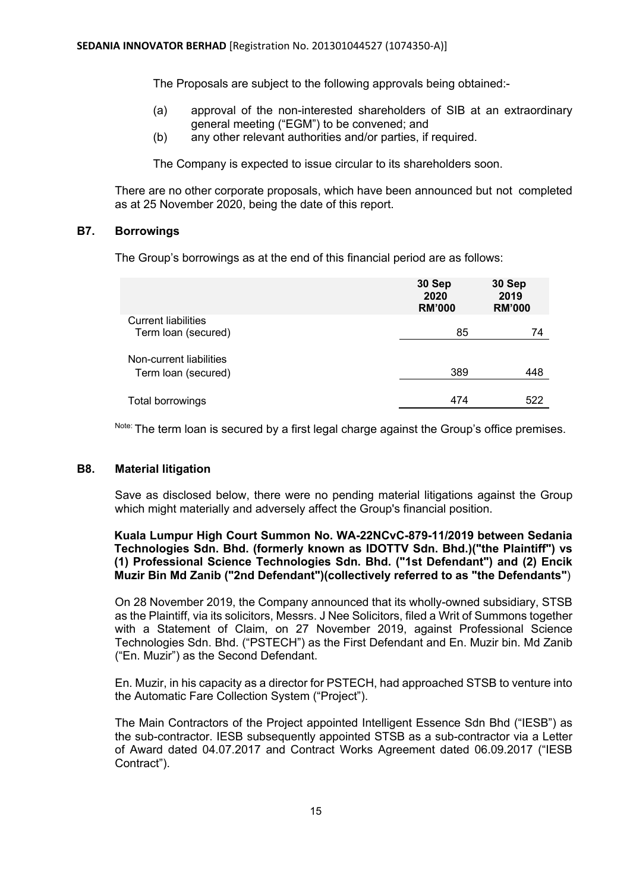The Proposals are subject to the following approvals being obtained:-

(a) approval of the non-interested shareholders of SIB at an extraordinary general meeting ("EGM") to be convened; and
(b) any other relevant authorities and/or parties, if required.

The Company is expected to issue circular to its shareholders soon.

There are no other corporate proposals, which have been announced but not completed as at 25 November 2020, being the date of this report.

## B7. Borrowings

The Group's borrowings as at the end of this financial period are as follows:

| | 30 Sep 2020 RM'000 | 30 Sep 2019 RM'000 |
|---|---|---|
| Current liabilities | | |
| Term loan (secured) | 85 | 74 |
| Non-current liabilities | | |
| Term loan (secured) | 389 | 448 |
| Total borrowings | 474 | 522 |

Note: The term loan is secured by a first legal charge against the Group's office premises.

## B8. Material litigation

Save as disclosed below, there were no pending material litigations against the Group which might materially and adversely affect the Group's financial position.

**Kuala Lumpur High Court Summon No. WA-22NCvC-879-11/2019 between Sedania Technologies Sdn. Bhd. (formerly known as IDOTTV Sdn. Bhd.)("the Plaintiff") vs (1) Professional Science Technologies Sdn. Bhd. ("1st Defendant") and (2) Encik Muzir Bin Md Zanib ("2nd Defendant")(collectively referred to as "the Defendants"**)

On 28 November 2019, the Company announced that its wholly-owned subsidiary, STSB as the Plaintiff, via its solicitors, Messrs. J Nee Solicitors, filed a Writ of Summons together with a Statement of Claim, on 27 November 2019, against Professional Science Technologies Sdn. Bhd. ("PSTECH") as the First Defendant and En. Muzir bin. Md Zanib ("En. Muzir") as the Second Defendant.

En. Muzir, in his capacity as a director for PSTECH, had approached STSB to venture into the Automatic Fare Collection System ("Project").

The Main Contractors of the Project appointed Intelligent Essence Sdn Bhd ("IESB") as the sub-contractor. IESB subsequently appointed STSB as a sub-contractor via a Letter of Award dated 04.07.2017 and Contract Works Agreement dated 06.09.2017 ("IESB Contract").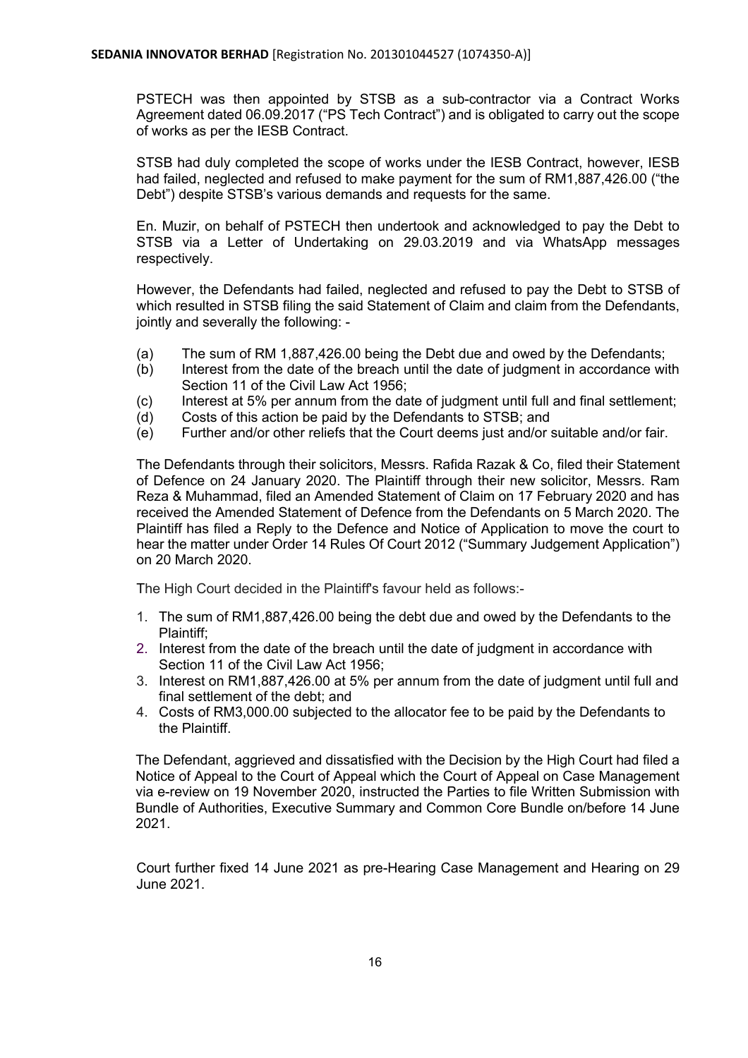PSTECH was then appointed by STSB as a sub-contractor via a Contract Works Agreement dated 06.09.2017 ("PS Tech Contract") and is obligated to carry out the scope of works as per the IESB Contract.

STSB had duly completed the scope of works under the IESB Contract, however, IESB had failed, neglected and refused to make payment for the sum of RM1,887,426.00 ("the Debt") despite STSB's various demands and requests for the same.

En. Muzir, on behalf of PSTECH then undertook and acknowledged to pay the Debt to STSB via a Letter of Undertaking on 29.03.2019 and via WhatsApp messages respectively.

However, the Defendants had failed, neglected and refused to pay the Debt to STSB of which resulted in STSB filing the said Statement of Claim and claim from the Defendants, jointly and severally the following: -

(a) The sum of RM 1,887,426.00 being the Debt due and owed by the Defendants;
(b) Interest from the date of the breach until the date of judgment in accordance with Section 11 of the Civil Law Act 1956;
(c) Interest at 5% per annum from the date of judgment until full and final settlement;
(d) Costs of this action be paid by the Defendants to STSB; and
(e) Further and/or other reliefs that the Court deems just and/or suitable and/or fair.

The Defendants through their solicitors, Messrs. Rafida Razak & Co, filed their Statement of Defence on 24 January 2020. The Plaintiff through their new solicitor, Messrs. Ram Reza & Muhammad, filed an Amended Statement of Claim on 17 February 2020 and has received the Amended Statement of Defence from the Defendants on 5 March 2020. The Plaintiff has filed a Reply to the Defence and Notice of Application to move the court to hear the matter under Order 14 Rules Of Court 2012 ("Summary Judgement Application") on 20 March 2020.

The High Court decided in the Plaintiff's favour held as follows:-

1. The sum of RM1,887,426.00 being the debt due and owed by the Defendants to the Plaintiff;
2. Interest from the date of the breach until the date of judgment in accordance with Section 11 of the Civil Law Act 1956;
3. Interest on RM1,887,426.00 at 5% per annum from the date of judgment until full and final settlement of the debt; and
4. Costs of RM3,000.00 subjected to the allocator fee to be paid by the Defendants to the Plaintiff.

The Defendant, aggrieved and dissatisfied with the Decision by the High Court had filed a Notice of Appeal to the Court of Appeal which the Court of Appeal on Case Management via e-review on 19 November 2020, instructed the Parties to file Written Submission with Bundle of Authorities, Executive Summary and Common Core Bundle on/before 14 June 2021.

Court further fixed 14 June 2021 as pre-Hearing Case Management and Hearing on 29 June 2021.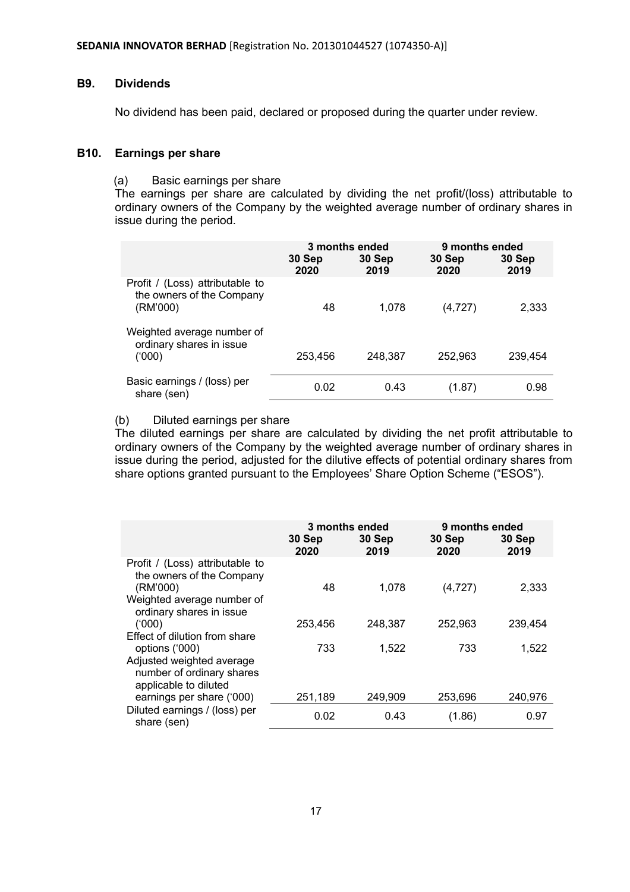## B9. Dividends

No dividend has been paid, declared or proposed during the quarter under review.

## B10. Earnings per share

(a) Basic earnings per share

The earnings per share are calculated by dividing the net profit/(loss) attributable to ordinary owners of the Company by the weighted average number of ordinary shares in issue during the period.

| | 3 months ended | | 9 months ended | |
|---|---|---|---|---|
| | 30 Sep 2020 | 30 Sep 2019 | 30 Sep 2020 | 30 Sep 2019 |
| Profit / (Loss) attributable to the owners of the Company (RM'000) | 48 | 1,078 | (4,727) | 2,333 |
| Weighted average number of ordinary shares in issue ('000) | 253,456 | 248,387 | 252,963 | 239,454 |
| Basic earnings / (loss) per share (sen) | 0.02 | 0.43 | (1.87) | 0.98 |

(b) Diluted earnings per share

The diluted earnings per share are calculated by dividing the net profit attributable to ordinary owners of the Company by the weighted average number of ordinary shares in issue during the period, adjusted for the dilutive effects of potential ordinary shares from share options granted pursuant to the Employees' Share Option Scheme ("ESOS").

| | 3 months ended | | 9 months ended | |
|---|---|---|---|---|
| | 30 Sep 2020 | 30 Sep 2019 | 30 Sep 2020 | 30 Sep 2019 |
| Profit / (Loss) attributable to the owners of the Company (RM'000) | 48 | 1,078 | (4,727) | 2,333 |
| Weighted average number of ordinary shares in issue ('000) | 253,456 | 248,387 | 252,963 | 239,454 |
| Effect of dilution from share options ('000) | 733 | 1,522 | 733 | 1,522 |
| Adjusted weighted average number of ordinary shares applicable to diluted earnings per share ('000) | 251,189 | 249,909 | 253,696 | 240,976 |
| Diluted earnings / (loss) per share (sen) | 0.02 | 0.43 | (1.86) | 0.97 |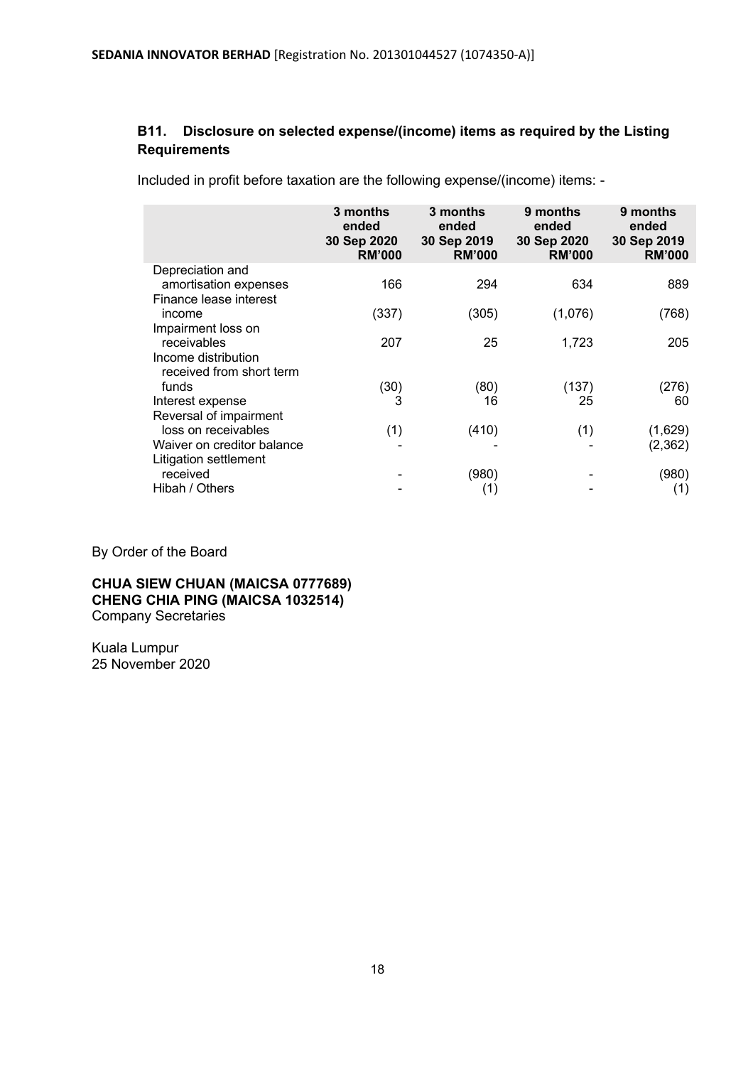## B11. Disclosure on selected expense/(income) items as required by the Listing Requirements

Included in profit before taxation are the following expense/(income) items: -

| | 3 months ended 30 Sep 2020 RM'000 | 3 months ended 30 Sep 2019 RM'000 | 9 months ended 30 Sep 2020 RM'000 | 9 months ended 30 Sep 2019 RM'000 |
|---|---|---|---|---|
| Depreciation and amortisation expenses | 166 | 294 | 634 | 889 |
| Finance lease interest income | (337) | (305) | (1,076) | (768) |
| Impairment loss on receivables | 207 | 25 | 1,723 | 205 |
| Income distribution received from short term funds | (30) | (80) | (137) | (276) |
| Interest expense | 3 | 16 | 25 | 60 |
| Reversal of impairment loss on receivables | (1) | (410) | (1) | (1,629) |
| Waiver on creditor balance | - | - | - | (2,362) |
| Litigation settlement received | - | (980) | - | (980) |
| Hibah / Others | - | (1) | - | (1) |

By Order of the Board

**CHUA SIEW CHUAN (MAICSA 0777689)**
**CHENG CHIA PING (MAICSA 1032514)**
Company Secretaries

Kuala Lumpur
25 November 2020